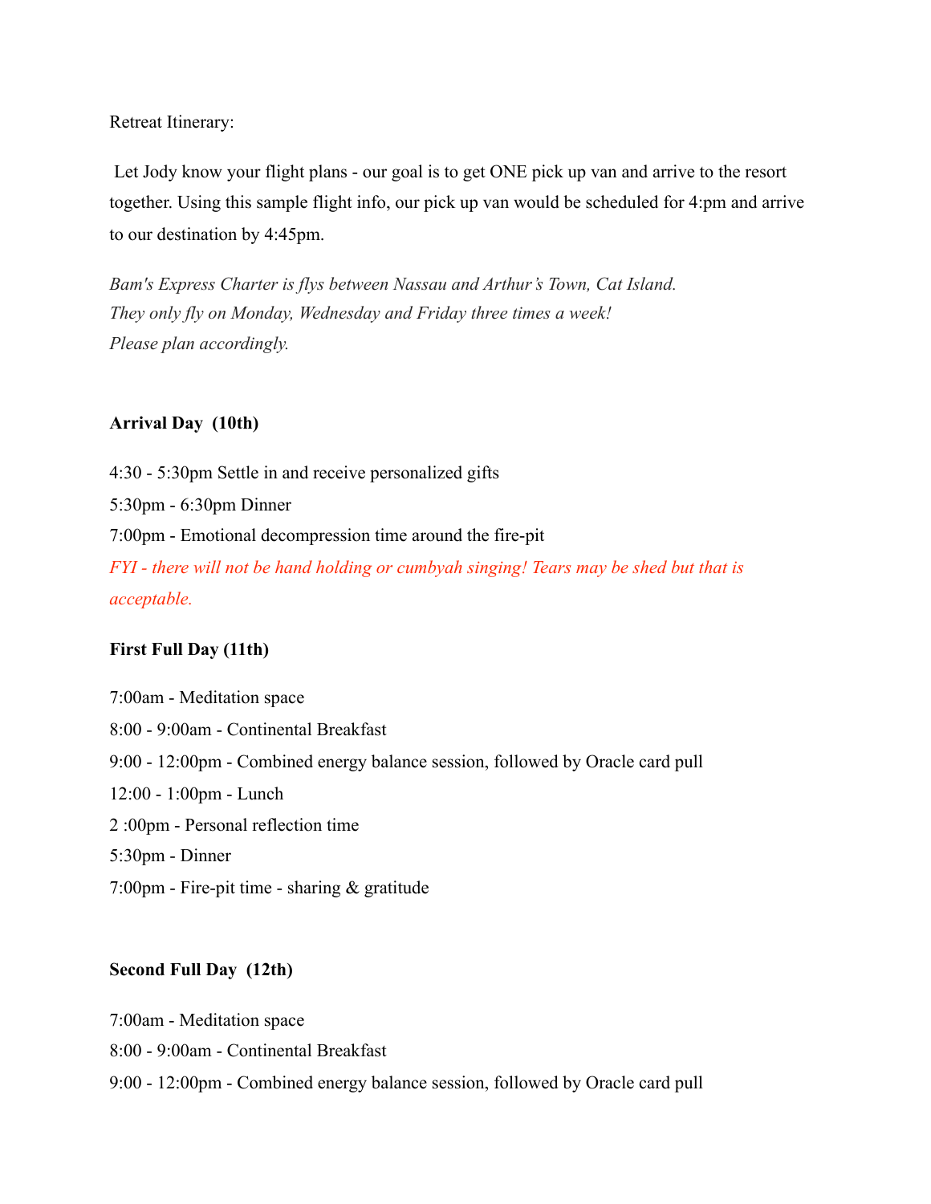Retreat Itinerary:

Let Jody know your flight plans - our goal is to get ONE pick up van and arrive to the resort together. Using this sample flight info, our pick up van would be scheduled for 4:pm and arrive to our destination by 4:45pm.

*Bam's Express Charter is flys between Nassau and Arthur's Town, Cat Island.*
*They only fly on Monday, Wednesday and Friday three times a week!*
*Please plan accordingly.*

**Arrival Day (10th)**

4:30 - 5:30pm Settle in and receive personalized gifts

5:30pm - 6:30pm Dinner

7:00pm - Emotional decompression time around the fire-pit

*FYI - there will not be hand holding or cumbyah singing! Tears may be shed but that is acceptable.*

**First Full Day (11th)**

7:00am - Meditation space

8:00 - 9:00am - Continental Breakfast

9:00 - 12:00pm - Combined energy balance session, followed by Oracle card pull

12:00 - 1:00pm - Lunch

2 :00pm - Personal reflection time

5:30pm - Dinner

7:00pm - Fire-pit time - sharing & gratitude

**Second Full Day (12th)**

7:00am - Meditation space

8:00 - 9:00am - Continental Breakfast

9:00 - 12:00pm - Combined energy balance session, followed by Oracle card pull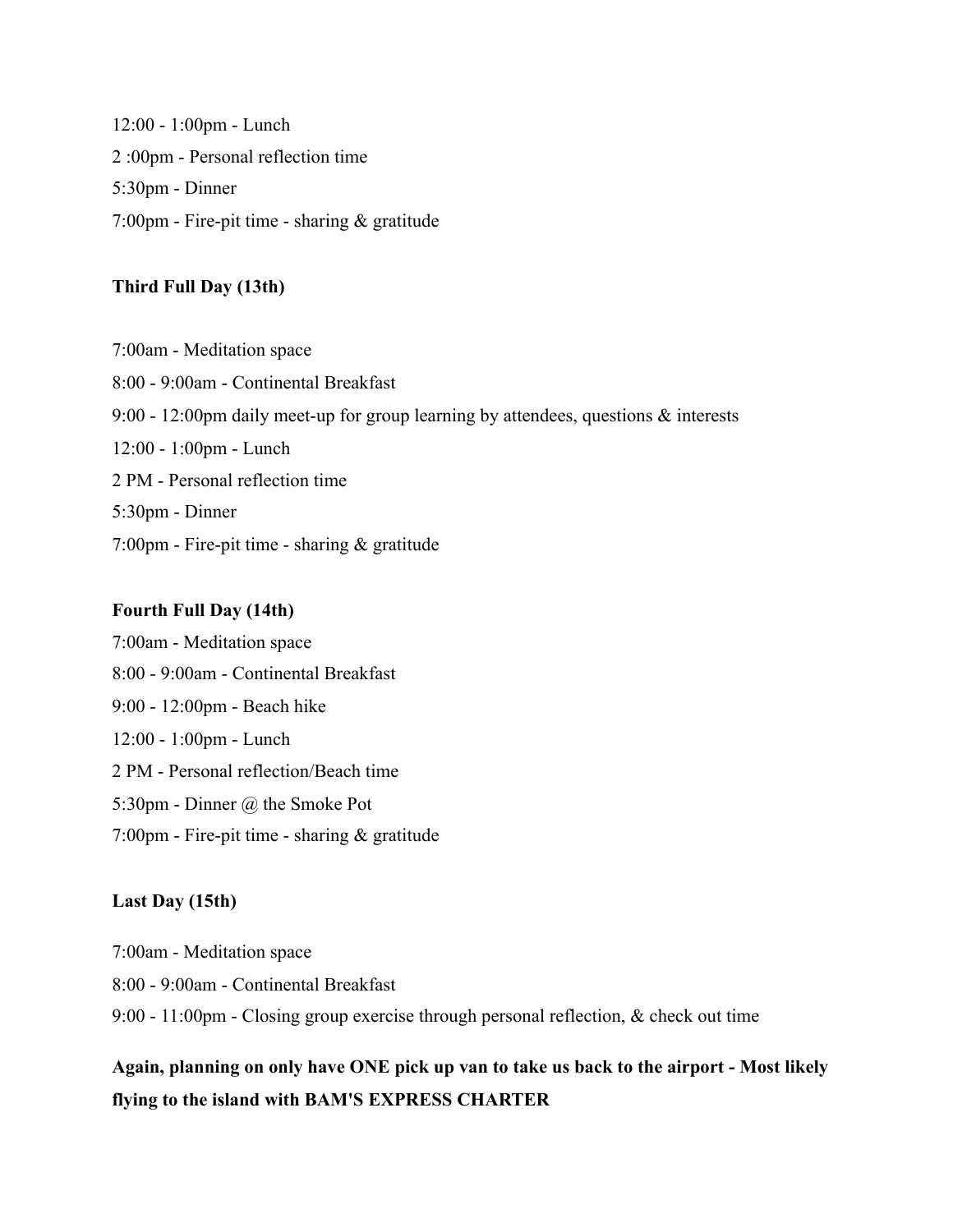12:00 - 1:00pm - Lunch

2 :00pm - Personal reflection time

5:30pm - Dinner

7:00pm - Fire-pit time - sharing & gratitude

**Third Full Day (13th)**

7:00am - Meditation space

8:00 - 9:00am - Continental Breakfast

9:00 - 12:00pm daily meet-up for group learning by attendees, questions & interests

12:00 - 1:00pm - Lunch

2 PM - Personal reflection time

5:30pm - Dinner

7:00pm - Fire-pit time - sharing & gratitude

**Fourth Full Day (14th)**

7:00am - Meditation space

8:00 - 9:00am - Continental Breakfast

9:00 - 12:00pm - Beach hike

12:00 - 1:00pm - Lunch

2 PM - Personal reflection/Beach time

5:30pm - Dinner @ the Smoke Pot

7:00pm - Fire-pit time - sharing & gratitude

**Last Day (15th)**

7:00am - Meditation space

8:00 - 9:00am - Continental Breakfast

9:00 - 11:00pm - Closing group exercise through personal reflection, & check out time

**Again, planning on only have ONE pick up van to take us back to the airport - Most likely flying to the island with BAM'S EXPRESS CHARTER**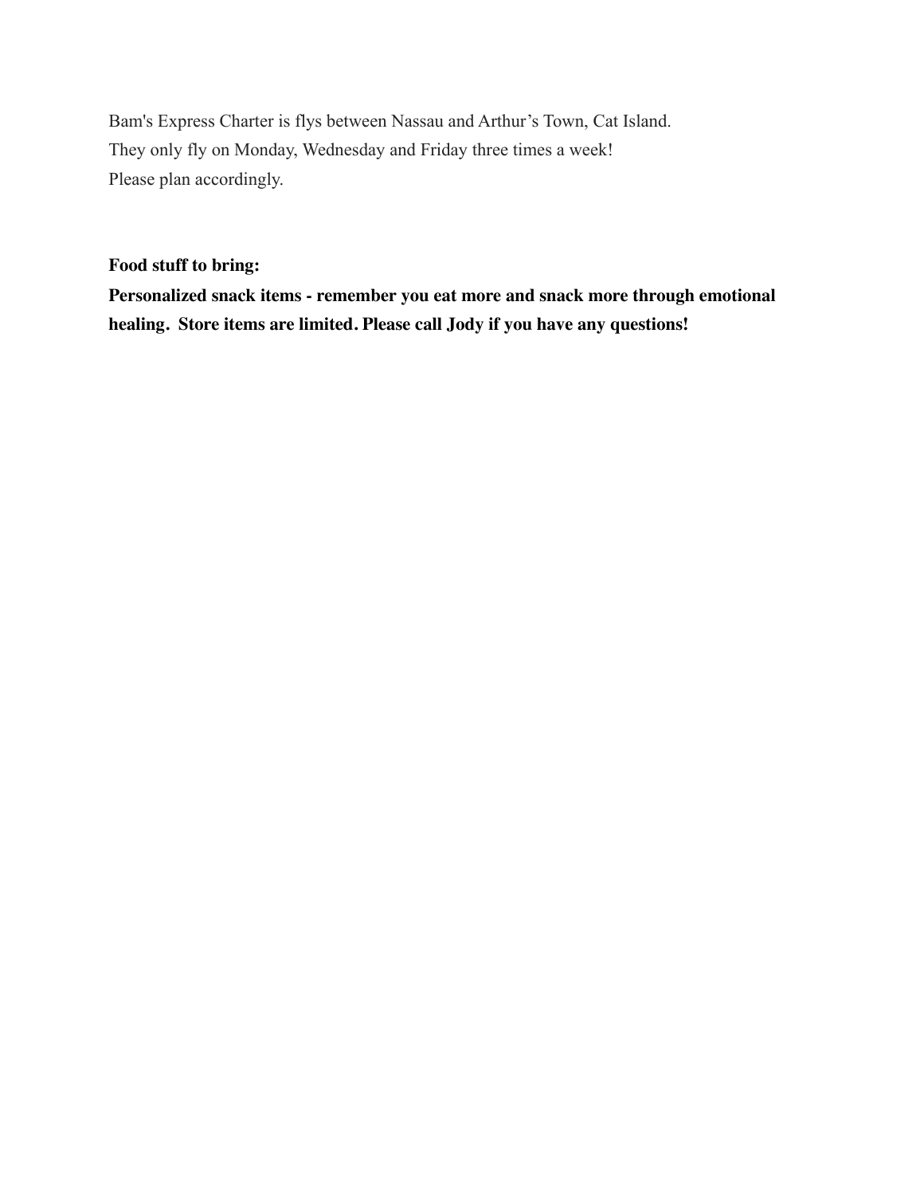Bam's Express Charter is flys between Nassau and Arthur's Town, Cat Island.
They only fly on Monday, Wednesday and Friday three times a week!
Please plan accordingly.

**Food stuff to bring:**
**Personalized snack items - remember you eat more and snack more through emotional healing. Store items are limited. Please call Jody if you have any questions!**